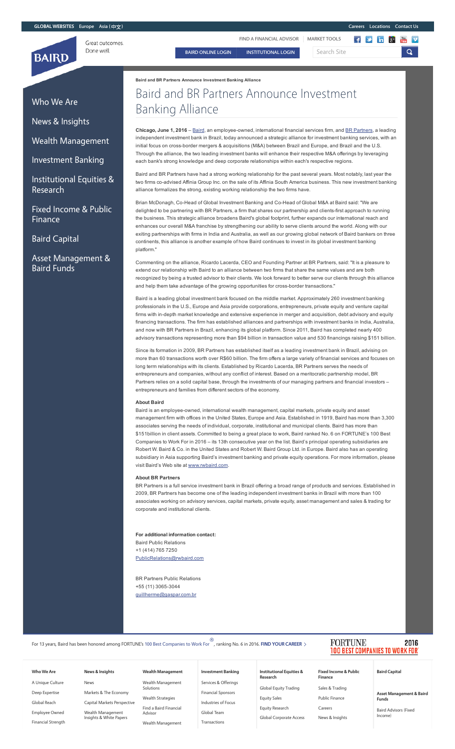Baird and BR Partners Announce Investment Banking Alliance

# Baird and BR Partners Announce Investment Banking Alliance

**Chicago, June 1, 2016** – Baird, an employee-owned, international financial services firm, and BR Partners, a leading independent investment bank in Brazil, today announced a strategic alliance for investment banking services, with an initial focus on cross-border mergers & acquisitions (M&A) between Brazil and Europe, and Brazil and the U.S. Through the alliance, the two leading investment banks will enhance their respective M&A offerings by leveraging each bank's strong knowledge and deep corporate relationships within each's respective regions.

Baird and BR Partners have had a strong working relationship for the past several years. Most notably, last year the two firms co-advised Affinia Group Inc. on the sale of its Affinia South America business. This new investment banking alliance formalizes the strong, existing working relationship the two firms have.

Brian McDonagh, Co-Head of Global Investment Banking and Co-Head of Global M&A at Baird said: "We are delighted to be partnering with BR Partners, a firm that shares our partnership and clients-first approach to running the business. This strategic alliance broadens Baird's global footprint, further expands our international reach and enhances our overall M&A franchise by strengthening our ability to serve clients around the world. Along with our exiting partnerships with firms in India and Australia, as well as our growing global network of Baird bankers on three continents, this alliance is another example of how Baird continues to invest in its global investment banking platform."

Commenting on the alliance, Ricardo Lacerda, CEO and Founding Partner at BR Partners, said: "It is a pleasure to extend our relationship with Baird to an alliance between two firms that share the same values and are both recognized by being a trusted advisor to their clients. We look forward to better serve our clients through this alliance and help them take advantage of the growing opportunities for cross-border transactions."

Baird is a leading global investment bank focused on the middle market. Approximately 260 investment banking professionals in the U.S., Europe and Asia provide corporations, entrepreneurs, private equity and venture capital firms with in-depth market knowledge and extensive experience in merger and acquisition, debt advisory and equity financing transactions. The firm has established alliances and partnerships with investment banks in India, Australia, and now with BR Partners in Brazil, enhancing its global platform. Since 2011, Baird has completed nearly 400 advisory transactions representing more than $94 billion in transaction value and 530 financings raising $151 billion.

Since its formation in 2009, BR Partners has established itself as a leading investment bank in Brazil, advising on more than 60 transactions worth over R$60 billion. The firm offers a large variety of financial services and focuses on long term relationships with its clients. Established by Ricardo Lacerda, BR Partners serves the needs of entrepreneurs and companies, without any conflict of interest. Based on a meritocratic partnership model, BR Partners relies on a solid capital base, through the investments of our managing partners and financial investors – entrepreneurs and families from different sectors of the economy.

**About Baird**

Baird is an employee-owned, international wealth management, capital markets, private equity and asset management firm with offices in the United States, Europe and Asia. Established in 1919, Baird has more than 3,300 associates serving the needs of individual, corporate, institutional and municipal clients. Baird has more than $151billion in client assets. Committed to being a great place to work, Baird ranked No. 6 on FORTUNE's 100 Best Companies to Work For in 2016 – its 13th consecutive year on the list. Baird's principal operating subsidiaries are Robert W. Baird & Co. in the United States and Robert W. Baird Group Ltd. in Europe. Baird also has an operating subsidiary in Asia supporting Baird's investment banking and private equity operations. For more information, please visit Baird's Web site at www.rwbaird.com.

**About BR Partners**

BR Partners is a full service investment bank in Brazil offering a broad range of products and services. Established in 2009, BR Partners has become one of the leading independent investment banks in Brazil with more than 100 associates working on advisory services, capital markets, private equity, asset management and sales & trading for corporate and institutional clients.

**For additional information contact:**
Baird Public Relations
+1 (414) 765 7250
PublicRelations@rwbaird.com

BR Partners Public Relations
+55 (11) 3065-3044
guillherme@gaspar.com.br

For 13 years, Baird has been honored among FORTUNE's 100 Best Companies to Work For®, ranking No. 6 in 2016.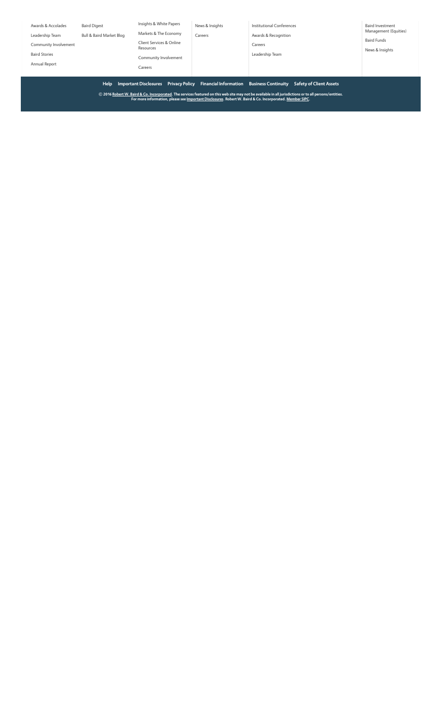- Awards & Accolades
- Leadership Team
- Community Involvement
- Baird Stories
- Annual Report

- Baird Digest
- Bull & Baird Market Blog

- Insights & White Papers
- Markets & The Economy
- Client Services & Online Resources
- Community Involvement
- Careers

- News & Insights
- Careers

- Institutional Conferences
- Awards & Recognition
- Careers
- Leadership Team

- Baird Investment Management (Equities)
- Baird Funds
- News & Insights

**Help** **Important Disclosures** **Privacy Policy** **Financial Information** **Business Continuity** **Safety of Client Assets**

**© 2016 Robert W. Baird & Co. Incorporated. The services featured on this web site may not be available in all jurisdictions or to all persons/entities. For more information, please see Important Disclosures. Robert W. Baird & Co. Incorporated. Member SIPC.**